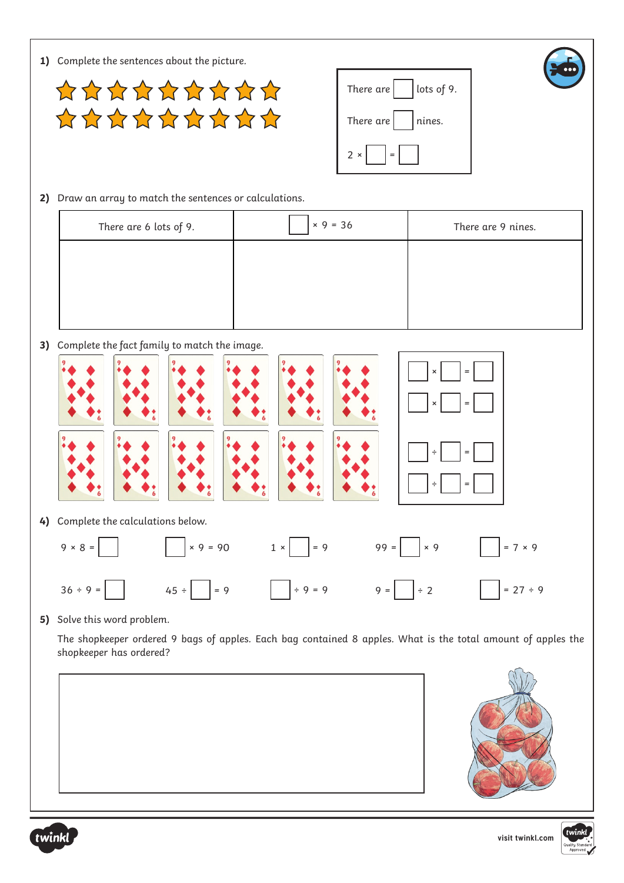**1)** Complete the sentences about the picture.

There are ☐ lots of 9.

There are ☐ nines.

2 × ☐ = ☐

**2)** Draw an array to match the sentences or calculations.

| There are 6 lots of 9. | ☐ × 9 = 36 | There are 9 nines. |
|---|---|---|
| | | |

**3)** Complete the fact family to match the image.

☐ × ☐ = ☐

☐ × ☐ = ☐

☐ ÷ ☐ = ☐

☐ ÷ ☐ = ☐

**4)** Complete the calculations below.

9 × 8 = ☐ ☐ × 9 = 90 1 × ☐ = 9 99 = ☐ × 9 ☐ = 7 × 9

36 ÷ 9 = ☐ 45 ÷ ☐ = 9 ☐ ÷ 9 = 9 9 = ☐ ÷ 2 ☐ = 27 ÷ 9

**5)** Solve this word problem.

The shopkeeper ordered 9 bags of apples. Each bag contained 8 apples. What is the total amount of apples the shopkeeper has ordered?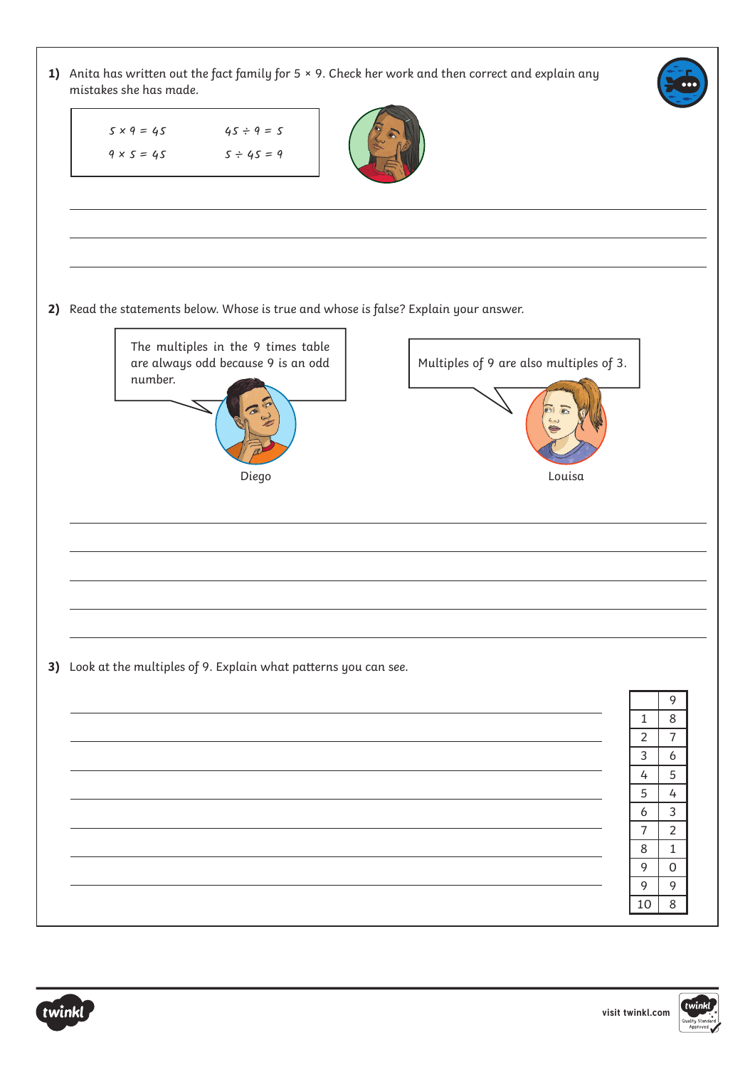1) Anita has written out the fact family for 5 × 9. Check her work and then correct and explain any mistakes she has made.

| | |
|---|---|
| $5 \times 9 = 45$ | $45 \div 9 = 5$ |
| $9 \times 5 = 45$ | $5 \div 45 = 9$ |

2) Read the statements below. Whose is true and whose is false? Explain your answer.

Diego: The multiples in the 9 times table are always odd because 9 is an odd number.

Louisa: Multiples of 9 are also multiples of 3.

3) Look at the multiples of 9. Explain what patterns you can see.

| | 9 |
|---|---|
| 1 | 8 |
| 2 | 7 |
| 3 | 6 |
| 4 | 5 |
| 5 | 4 |
| 6 | 3 |
| 7 | 2 |
| 8 | 1 |
| 9 | 0 |
| 9 | 9 |
| 10 | 8 |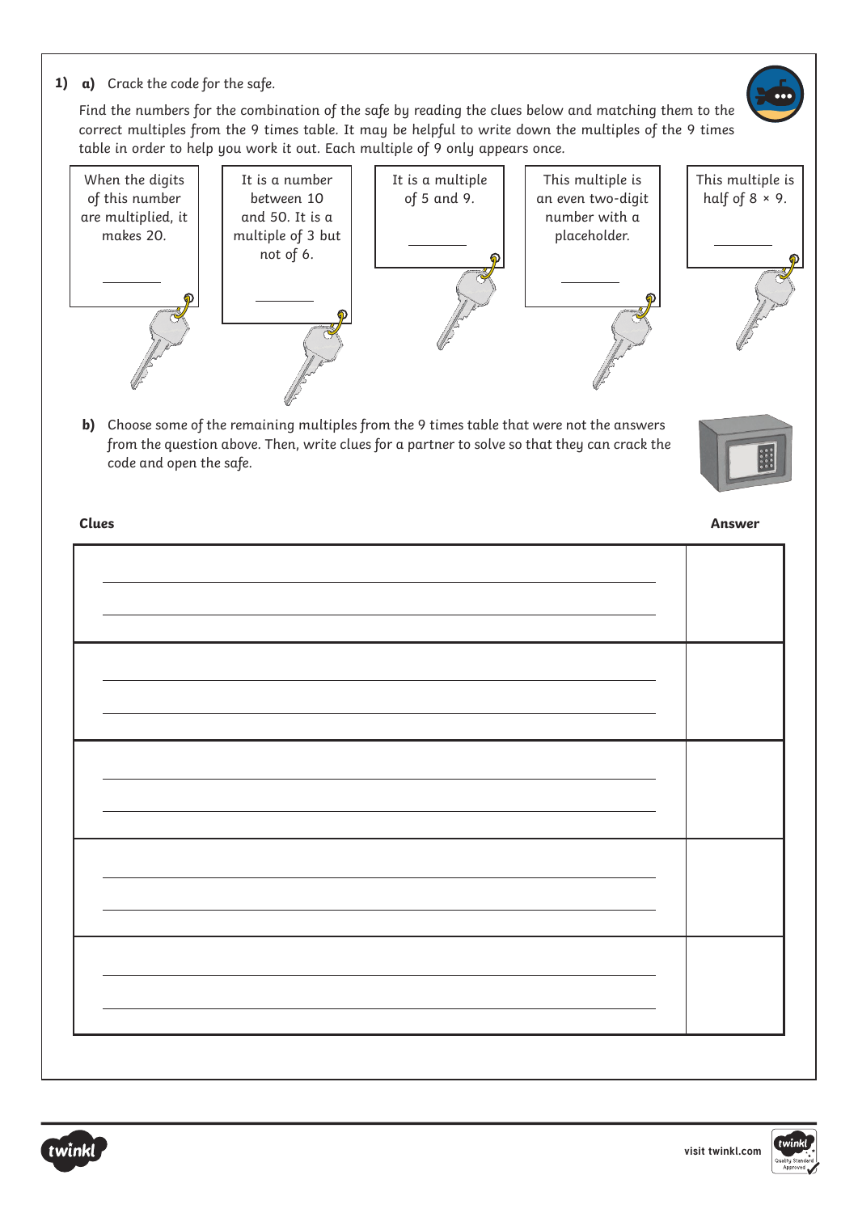**1) a)** Crack the code for the safe.

Find the numbers for the combination of the safe by reading the clues below and matching them to the correct multiples from the 9 times table. It may be helpful to write down the multiples of the 9 times table in order to help you work it out. Each multiple of 9 only appears once.

| | | | | |
|---|---|---|---|---|
| When the digits of this number are multiplied, it makes 20. ________ | It is a number between 10 and 50. It is a multiple of 3 but not of 6. ________ | It is a multiple of 5 and 9. ________ | This multiple is an even two-digit number with a placeholder. ________ | This multiple is half of $8 \times 9$. ________ |

**b)** Choose some of the remaining multiples from the 9 times table that were not the answers from the question above. Then, write clues for a partner to solve so that they can crack the code and open the safe.

| Clues | Answer |
|---|---|
| ______________________________ ______________________________ | |
| ______________________________ ______________________________ | |
| ______________________________ ______________________________ | |
| ______________________________ ______________________________ | |
| ______________________________ ______________________________ | |